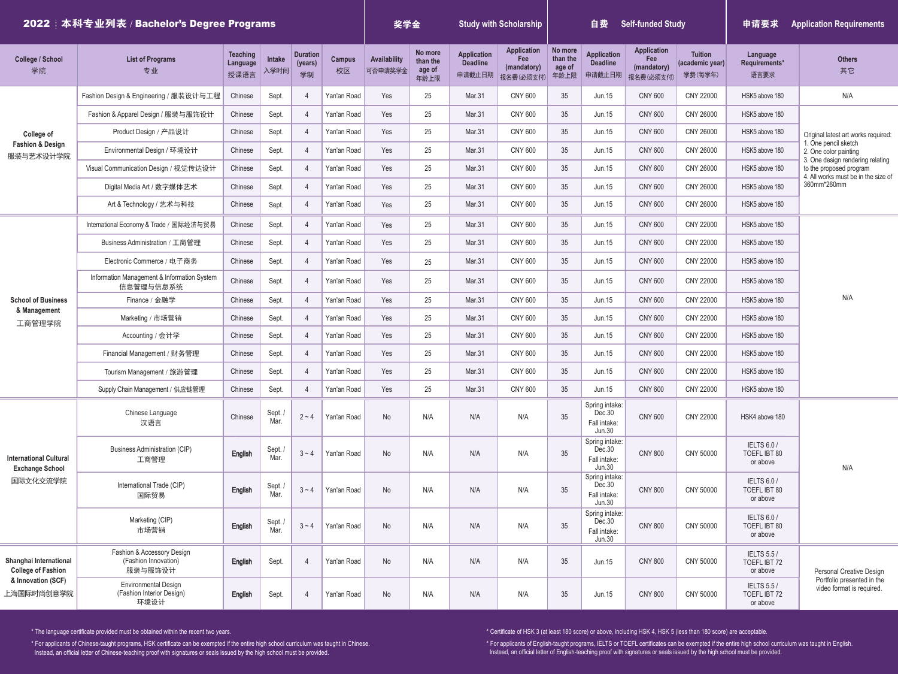# 2022 本科专业列表 / Bachelor's Degree Programs

| College / School 学院 | List of Programs 专业 | Teaching Language 授课语言 | Intake 入学时间 | Duration (years) 学制 | Campus 校区 | 奖学金 Study with Scholarship: Availability 可否申请奖学金 | 奖学金 Study with Scholarship: No more than the age of 年龄上限 | 奖学金 Study with Scholarship: Application Deadline 申请截止日期 | 奖学金 Study with Scholarship: Application Fee (mandatory) 报名费(必须支付) | 自费 Self-funded Study: No more than the age of 年龄上限 | 自费 Self-funded Study: Application Deadline 申请截止日期 | 自费 Self-funded Study: Application Fee (mandatory) 报名费(必须支付) | 自费 Self-funded Study: Tuition (academic year) 学费(每学年) | 申请要求 Application Requirements: Language Requirements* 语言要求 | 申请要求 Application Requirements: Others 其它 |
|---|---|---|---|---|---|---|---|---|---|---|---|---|---|---|---|
| College of Fashion & Design 服装与艺术设计学院 | Fashion Design & Engineering / 服装设计与工程 | Chinese | Sept. | 4 | Yan'an Road | Yes | 25 | Mar.31 | CNY 600 | 35 | Jun.15 | CNY 600 | CNY 22000 | HSK5 above 180 | N/A |
| | Fashion & Apparel Design / 服装与服饰设计 | Chinese | Sept. | 4 | Yan'an Road | Yes | 25 | Mar.31 | CNY 600 | 35 | Jun.15 | CNY 600 | CNY 26000 | HSK5 above 180 | Original latest art works required: 1. One pencil sketch 2. One color painting 3. One design rendering relating to the proposed program 4. All works must be in the size of 360mm*260mm |
| | Product Design / 产品设计 | Chinese | Sept. | 4 | Yan'an Road | Yes | 25 | Mar.31 | CNY 600 | 35 | Jun.15 | CNY 600 | CNY 26000 | HSK5 above 180 | |
| | Environmental Design / 环境设计 | Chinese | Sept. | 4 | Yan'an Road | Yes | 25 | Mar.31 | CNY 600 | 35 | Jun.15 | CNY 600 | CNY 26000 | HSK5 above 180 | |
| | Visual Communication Design / 视觉传达设计 | Chinese | Sept. | 4 | Yan'an Road | Yes | 25 | Mar.31 | CNY 600 | 35 | Jun.15 | CNY 600 | CNY 26000 | HSK5 above 180 | |
| | Digital Media Art / 数字媒体艺术 | Chinese | Sept. | 4 | Yan'an Road | Yes | 25 | Mar.31 | CNY 600 | 35 | Jun.15 | CNY 600 | CNY 26000 | HSK5 above 180 | |
| | Art & Technology / 艺术与科技 | Chinese | Sept. | 4 | Yan'an Road | Yes | 25 | Mar.31 | CNY 600 | 35 | Jun.15 | CNY 600 | CNY 26000 | HSK5 above 180 | |
| School of Business & Management 工商管理学院 | International Economy & Trade / 国际经济与贸易 | Chinese | Sept. | 4 | Yan'an Road | Yes | 25 | Mar.31 | CNY 600 | 35 | Jun.15 | CNY 600 | CNY 22000 | HSK5 above 180 | N/A |
| | Business Administration / 工商管理 | Chinese | Sept. | 4 | Yan'an Road | Yes | 25 | Mar.31 | CNY 600 | 35 | Jun.15 | CNY 600 | CNY 22000 | HSK5 above 180 | |
| | Electronic Commerce / 电子商务 | Chinese | Sept. | 4 | Yan'an Road | Yes | 25 | Mar.31 | CNY 600 | 35 | Jun.15 | CNY 600 | CNY 22000 | HSK5 above 180 | |
| | Information Management & Information System 信息管理与信息系统 | Chinese | Sept. | 4 | Yan'an Road | Yes | 25 | Mar.31 | CNY 600 | 35 | Jun.15 | CNY 600 | CNY 22000 | HSK5 above 180 | |
| | Finance / 金融学 | Chinese | Sept. | 4 | Yan'an Road | Yes | 25 | Mar.31 | CNY 600 | 35 | Jun.15 | CNY 600 | CNY 22000 | HSK5 above 180 | |
| | Marketing / 市场营销 | Chinese | Sept. | 4 | Yan'an Road | Yes | 25 | Mar.31 | CNY 600 | 35 | Jun.15 | CNY 600 | CNY 22000 | HSK5 above 180 | |
| | Accounting / 会计学 | Chinese | Sept. | 4 | Yan'an Road | Yes | 25 | Mar.31 | CNY 600 | 35 | Jun.15 | CNY 600 | CNY 22000 | HSK5 above 180 | |
| | Financial Management / 财务管理 | Chinese | Sept. | 4 | Yan'an Road | Yes | 25 | Mar.31 | CNY 600 | 35 | Jun.15 | CNY 600 | CNY 22000 | HSK5 above 180 | |
| | Tourism Management / 旅游管理 | Chinese | Sept. | 4 | Yan'an Road | Yes | 25 | Mar.31 | CNY 600 | 35 | Jun.15 | CNY 600 | CNY 22000 | HSK5 above 180 | |
| | Supply Chain Management / 供应链管理 | Chinese | Sept. | 4 | Yan'an Road | Yes | 25 | Mar.31 | CNY 600 | 35 | Jun.15 | CNY 600 | CNY 22000 | HSK5 above 180 | |
| International Cultural Exchange School 国际文化交流学院 | Chinese Language 汉语言 | Chinese | Sept. / Mar. | 2 ~ 4 | Yan'an Road | No | N/A | N/A | N/A | 35 | Spring intake: Dec.30 Fall intake: Jun.30 | CNY 600 | CNY 22000 | HSK4 above 180 | N/A |
| | Business Administration (CIP) 工商管理 | English | Sept. / Mar. | 3 ~ 4 | Yan'an Road | No | N/A | N/A | N/A | 35 | Spring intake: Dec.30 Fall intake: Jun.30 | CNY 800 | CNY 50000 | IELTS 6.0 / TOEFL IBT 80 or above | |
| | International Trade (CIP) 国际贸易 | English | Sept. / Mar. | 3 ~ 4 | Yan'an Road | No | N/A | N/A | N/A | 35 | Spring intake: Dec.30 Fall intake: Jun.30 | CNY 800 | CNY 50000 | IELTS 6.0 / TOEFL IBT 80 or above | |
| | Marketing (CIP) 市场营销 | English | Sept. / Mar. | 3 ~ 4 | Yan'an Road | No | N/A | N/A | N/A | 35 | Spring intake: Dec.30 Fall intake: Jun.30 | CNY 800 | CNY 50000 | IELTS 6.0 / TOEFL IBT 80 or above | |
| Shanghai International College of Fashion & Innovation (SCF) 上海国际时尚创意学院 | Fashion & Accessory Design (Fashion Innovation) 服装与服饰设计 | English | Sept. | 4 | Yan'an Road | No | N/A | N/A | N/A | 35 | Jun.15 | CNY 800 | CNY 50000 | IELTS 5.5 / TOEFL IBT 72 or above | Personal Creative Design Portfolio presented in the video format is required. |
| | Environmental Design (Fashion Interior Design) 环境设计 | English | Sept. | 4 | Yan'an Road | No | N/A | N/A | N/A | 35 | Jun.15 | CNY 800 | CNY 50000 | IELTS 5.5 / TOEFL IBT 72 or above | |

* The language certificate provided must be obtained within the recent two years.

* For applicants of Chinese-taught programs, HSK certificate can be exempted if the entire high school curriculum was taught in Chinese. Instead, an official letter of Chinese-teaching proof with signatures or seals issued by the high school must be provided.

* Certificate of HSK 3 (at least 180 score) or above, including HSK 4, HSK 5 (less than 180 score) are acceptable.

* For applicants of English-taught programs, IELTS or TOEFL certificates can be exempted if the entire high school curriculum was taught in English. Instead, an official letter of English-teaching proof with signatures or seals issued by the high school must be provided.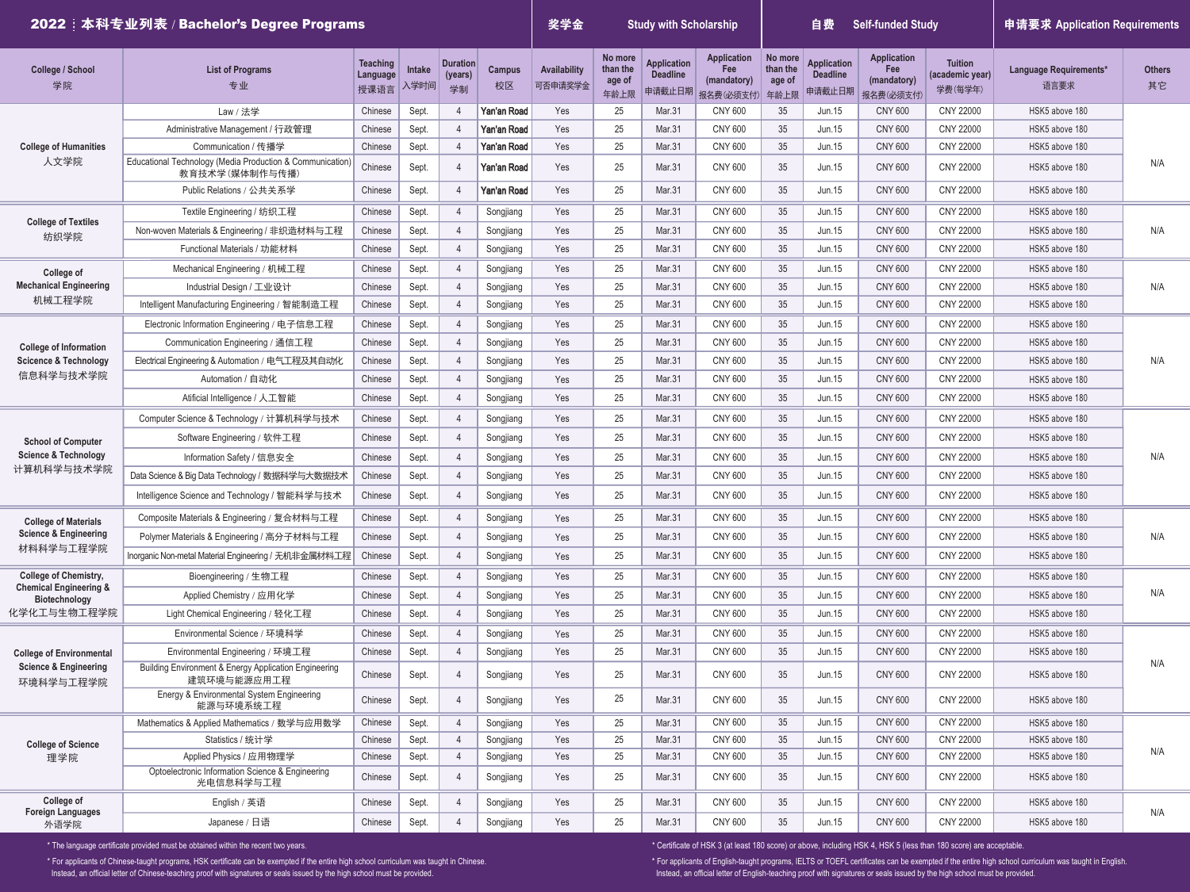## 2022 ⋮ 本科专业列表 / Bachelor's Degree Programs

| College / School 学院 | List of Programs 专业 | Teaching Language 授课语言 | Intake 入学时间 | Duration (years) 学制 | Campus 校区 | 奖学金 Study with Scholarship: Availability 可否申请奖学金 | No more than the age of 年龄上限 | Application Deadline 申请截止日期 | Application Fee (mandatory) 报名费(必须支付) | 自费 Self-funded Study: No more than the age of 年龄上限 | Application Deadline 申请截止日期 | Application Fee (mandatory) 报名费(必须支付) | Tuition (academic year) 学费(每学年) | 申请要求 Application Requirements: Language Requirements* 语言要求 | Others 其它 |
|---|---|---|---|---|---|---|---|---|---|---|---|---|---|---|---|
| College of Humanities 人文学院 | Law / 法学 | Chinese | Sept. | 4 | Yan'an Road | Yes | 25 | Mar.31 | CNY 600 | 35 | Jun.15 | CNY 600 | CNY 22000 | HSK5 above 180 | N/A |
| | Administrative Management / 行政管理 | Chinese | Sept. | 4 | Yan'an Road | Yes | 25 | Mar.31 | CNY 600 | 35 | Jun.15 | CNY 600 | CNY 22000 | HSK5 above 180 | |
| | Communication / 传播学 | Chinese | Sept. | 4 | Yan'an Road | Yes | 25 | Mar.31 | CNY 600 | 35 | Jun.15 | CNY 600 | CNY 22000 | HSK5 above 180 | |
| | Educational Technology (Media Production & Communication) 教育技术学(媒体制作与传播) | Chinese | Sept. | 4 | Yan'an Road | Yes | 25 | Mar.31 | CNY 600 | 35 | Jun.15 | CNY 600 | CNY 22000 | HSK5 above 180 | |
| | Public Relations / 公共关系学 | Chinese | Sept. | 4 | Yan'an Road | Yes | 25 | Mar.31 | CNY 600 | 35 | Jun.15 | CNY 600 | CNY 22000 | HSK5 above 180 | |
| College of Textiles 纺织学院 | Textile Engineering / 纺织工程 | Chinese | Sept. | 4 | Songjiang | Yes | 25 | Mar.31 | CNY 600 | 35 | Jun.15 | CNY 600 | CNY 22000 | HSK5 above 180 | N/A |
| | Non-woven Materials & Engineering / 非织造材料与工程 | Chinese | Sept. | 4 | Songjiang | Yes | 25 | Mar.31 | CNY 600 | 35 | Jun.15 | CNY 600 | CNY 22000 | HSK5 above 180 | |
| | Functional Materials / 功能材料 | Chinese | Sept. | 4 | Songjiang | Yes | 25 | Mar.31 | CNY 600 | 35 | Jun.15 | CNY 600 | CNY 22000 | HSK5 above 180 | |
| College of Mechanical Engineering 机械工程学院 | Mechanical Engineering / 机械工程 | Chinese | Sept. | 4 | Songjiang | Yes | 25 | Mar.31 | CNY 600 | 35 | Jun.15 | CNY 600 | CNY 22000 | HSK5 above 180 | N/A |
| | Industrial Design / 工业设计 | Chinese | Sept. | 4 | Songjiang | Yes | 25 | Mar.31 | CNY 600 | 35 | Jun.15 | CNY 600 | CNY 22000 | HSK5 above 180 | |
| | Intelligent Manufacturing Engineering / 智能制造工程 | Chinese | Sept. | 4 | Songjiang | Yes | 25 | Mar.31 | CNY 600 | 35 | Jun.15 | CNY 600 | CNY 22000 | HSK5 above 180 | |
| College of Information Science & Technology 信息科学与技术学院 | Electronic Information Engineering / 电子信息工程 | Chinese | Sept. | 4 | Songjiang | Yes | 25 | Mar.31 | CNY 600 | 35 | Jun.15 | CNY 600 | CNY 22000 | HSK5 above 180 | N/A |
| | Communication Engineering / 通信工程 | Chinese | Sept. | 4 | Songjiang | Yes | 25 | Mar.31 | CNY 600 | 35 | Jun.15 | CNY 600 | CNY 22000 | HSK5 above 180 | |
| | Electrical Engineering & Automation / 电气工程及其自动化 | Chinese | Sept. | 4 | Songjiang | Yes | 25 | Mar.31 | CNY 600 | 35 | Jun.15 | CNY 600 | CNY 22000 | HSK5 above 180 | |
| | Automation / 自动化 | Chinese | Sept. | 4 | Songjiang | Yes | 25 | Mar.31 | CNY 600 | 35 | Jun.15 | CNY 600 | CNY 22000 | HSK5 above 180 | |
| | Atificial Intelligence / 人工智能 | Chinese | Sept. | 4 | Songjiang | Yes | 25 | Mar.31 | CNY 600 | 35 | Jun.15 | CNY 600 | CNY 22000 | HSK5 above 180 | |
| School of Computer Science & Technology 计算机科学与技术学院 | Computer Science & Technology / 计算机科学与技术 | Chinese | Sept. | 4 | Songjiang | Yes | 25 | Mar.31 | CNY 600 | 35 | Jun.15 | CNY 600 | CNY 22000 | HSK5 above 180 | N/A |
| | Software Engineering / 软件工程 | Chinese | Sept. | 4 | Songjiang | Yes | 25 | Mar.31 | CNY 600 | 35 | Jun.15 | CNY 600 | CNY 22000 | HSK5 above 180 | |
| | Information Safety / 信息安全 | Chinese | Sept. | 4 | Songjiang | Yes | 25 | Mar.31 | CNY 600 | 35 | Jun.15 | CNY 600 | CNY 22000 | HSK5 above 180 | |
| | Data Science & Big Data Technology / 数据科学与大数据技术 | Chinese | Sept. | 4 | Songjiang | Yes | 25 | Mar.31 | CNY 600 | 35 | Jun.15 | CNY 600 | CNY 22000 | HSK5 above 180 | |
| | Intelligence Science and Technology / 智能科学与技术 | Chinese | Sept. | 4 | Songjiang | Yes | 25 | Mar.31 | CNY 600 | 35 | Jun.15 | CNY 600 | CNY 22000 | HSK5 above 180 | |
| College of Materials Science & Engineering 材料科学与工程学院 | Composite Materials & Engineering / 复合材料与工程 | Chinese | Sept. | 4 | Songjiang | Yes | 25 | Mar.31 | CNY 600 | 35 | Jun.15 | CNY 600 | CNY 22000 | HSK5 above 180 | N/A |
| | Polymer Materials & Engineering / 高分子材料与工程 | Chinese | Sept. | 4 | Songjiang | Yes | 25 | Mar.31 | CNY 600 | 35 | Jun.15 | CNY 600 | CNY 22000 | HSK5 above 180 | |
| | Inorganic Non-metal Material Engineering / 无机非金属材料工程 | Chinese | Sept. | 4 | Songjiang | Yes | 25 | Mar.31 | CNY 600 | 35 | Jun.15 | CNY 600 | CNY 22000 | HSK5 above 180 | |
| College of Chemistry, Chemical Engineering & Biotechnology 化学化工与生物工程学院 | Bioengineering / 生物工程 | Chinese | Sept. | 4 | Songjiang | Yes | 25 | Mar.31 | CNY 600 | 35 | Jun.15 | CNY 600 | CNY 22000 | HSK5 above 180 | N/A |
| | Applied Chemistry / 应用化学 | Chinese | Sept. | 4 | Songjiang | Yes | 25 | Mar.31 | CNY 600 | 35 | Jun.15 | CNY 600 | CNY 22000 | HSK5 above 180 | |
| | Light Chemical Engineering / 轻化工程 | Chinese | Sept. | 4 | Songjiang | Yes | 25 | Mar.31 | CNY 600 | 35 | Jun.15 | CNY 600 | CNY 22000 | HSK5 above 180 | |
| College of Environmental Science & Engineering 环境科学与工程学院 | Environmental Science / 环境科学 | Chinese | Sept. | 4 | Songjiang | Yes | 25 | Mar.31 | CNY 600 | 35 | Jun.15 | CNY 600 | CNY 22000 | HSK5 above 180 | N/A |
| | Environmental Engineering / 环境工程 | Chinese | Sept. | 4 | Songjiang | Yes | 25 | Mar.31 | CNY 600 | 35 | Jun.15 | CNY 600 | CNY 22000 | HSK5 above 180 | |
| | Building Environment & Energy Application Engineering 建筑环境与能源应用工程 | Chinese | Sept. | 4 | Songjiang | Yes | 25 | Mar.31 | CNY 600 | 35 | Jun.15 | CNY 600 | CNY 22000 | HSK5 above 180 | |
| | Energy & Environmental System Engineering 能源与环境系统工程 | Chinese | Sept. | 4 | Songjiang | Yes | 25 | Mar.31 | CNY 600 | 35 | Jun.15 | CNY 600 | CNY 22000 | HSK5 above 180 | |
| College of Science 理学院 | Mathematics & Applied Mathematics / 数学与应用数学 | Chinese | Sept. | 4 | Songjiang | Yes | 25 | Mar.31 | CNY 600 | 35 | Jun.15 | CNY 600 | CNY 22000 | HSK5 above 180 | N/A |
| | Statistics / 统计学 | Chinese | Sept. | 4 | Songjiang | Yes | 25 | Mar.31 | CNY 600 | 35 | Jun.15 | CNY 600 | CNY 22000 | HSK5 above 180 | |
| | Applied Physics / 应用物理学 | Chinese | Sept. | 4 | Songjiang | Yes | 25 | Mar.31 | CNY 600 | 35 | Jun.15 | CNY 600 | CNY 22000 | HSK5 above 180 | |
| | Optoelectronic Information Science & Engineering 光电信息科学与工程 | Chinese | Sept. | 4 | Songjiang | Yes | 25 | Mar.31 | CNY 600 | 35 | Jun.15 | CNY 600 | CNY 22000 | HSK5 above 180 | |
| College of Foreign Languages 外语学院 | English / 英语 | Chinese | Sept. | 4 | Songjiang | Yes | 25 | Mar.31 | CNY 600 | 35 | Jun.15 | CNY 600 | CNY 22000 | HSK5 above 180 | N/A |
| | Japanese / 日语 | Chinese | Sept. | 4 | Songjiang | Yes | 25 | Mar.31 | CNY 600 | 35 | Jun.15 | CNY 600 | CNY 22000 | HSK5 above 180 | |

\* The language certificate provided must be obtained within the recent two years.

\* For applicants of Chinese-taught programs, HSK certificate can be exempted if the entire high school curriculum was taught in Chinese. Instead, an official letter of Chinese-teaching proof with signatures or seals issued by the high school must be provided.

\* Certificate of HSK 3 (at least 180 score) or above, including HSK 4, HSK 5 (less than 180 score) are acceptable.

\* For applicants of English-taught programs, IELTS or TOEFL certificates can be exempted if the entire high school curriculum was taught in English. Instead, an official letter of English-teaching proof with signatures or seals issued by the high school must be provided.